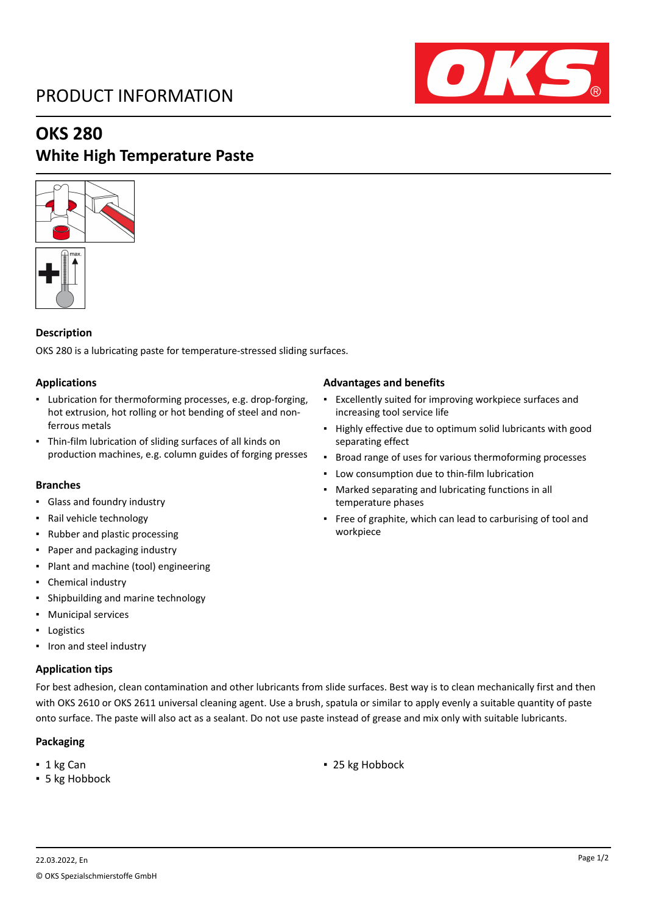PRODUCT INFORMATION

# OKS 280

## White High Temperature Paste

### Description

OKS 280 is a lubricating paste for temperature-stressed sliding surfaces.

### Applications

- Lubrication for thermoforming processes, e.g. drop-forging, hot extrusion, hot rolling or hot bending of steel and non-ferrous metals
- Thin-film lubrication of sliding surfaces of all kinds on production machines, e.g. column guides of forging presses

### Branches

- Glass and foundry industry
- Rail vehicle technology
- Rubber and plastic processing
- Paper and packaging industry
- Plant and machine (tool) engineering
- Chemical industry
- Shipbuilding and marine technology
- Municipal services
- Logistics
- Iron and steel industry

### Advantages and benefits

- Excellently suited for improving workpiece surfaces and increasing tool service life
- Highly effective due to optimum solid lubricants with good separating effect
- Broad range of uses for various thermoforming processes
- Low consumption due to thin-film lubrication
- Marked separating and lubricating functions in all temperature phases
- Free of graphite, which can lead to carburising of tool and workpiece

### Application tips

For best adhesion, clean contamination and other lubricants from slide surfaces. Best way is to clean mechanically first and then with OKS 2610 or OKS 2611 universal cleaning agent. Use a brush, spatula or similar to apply evenly a suitable quantity of paste onto surface. The paste will also act as a sealant. Do not use paste instead of grease and mix only with suitable lubricants.

### Packaging

- 1 kg Can
- 5 kg Hobbock
- 25 kg Hobbock

22.03.2022, En

© OKS Spezialschmierstoffe GmbH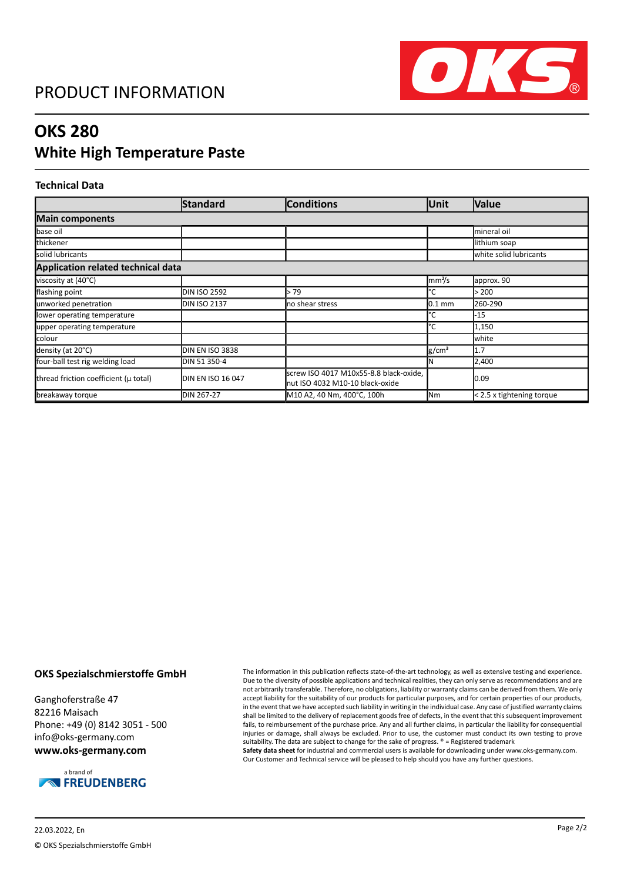# PRODUCT INFORMATION

## OKS 280

## White High Temperature Paste

### Technical Data

| | Standard | Conditions | Unit | Value |
|---|---|---|---|---|
| **Main components** | | | | |
| base oil | | | | mineral oil |
| thickener | | | | lithium soap |
| solid lubricants | | | | white solid lubricants |
| **Application related technical data** | | | | |
| viscosity at (40°C) | | | $mm^2/s$ | approx. 90 |
| flashing point | DIN ISO 2592 | > 79 | °C | > 200 |
| unworked penetration | DIN ISO 2137 | no shear stress | 0.1 mm | 260-290 |
| lower operating temperature | | | °C | -15 |
| upper operating temperature | | | °C | 1,150 |
| colour | | | | white |
| density (at 20°C) | DIN EN ISO 3838 | | $g/cm^3$ | 1.7 |
| four-ball test rig welding load | DIN 51 350-4 | | N | 2,400 |
| thread friction coefficient (µ total) | DIN EN ISO 16 047 | screw ISO 4017 M10x55-8.8 black-oxide, nut ISO 4032 M10-10 black-oxide | | 0.09 |
| breakaway torque | DIN 267-27 | M10 A2, 40 Nm, 400°C, 100h | Nm | < 2.5 x tightening torque |

**OKS Spezialschmierstoffe GmbH**

Ganghoferstraße 47
82216 Maisach
Phone: +49 (0) 8142 3051 - 500
info@oks-germany.com
**www.oks-germany.com**

a brand of FREUDENBERG

The information in this publication reflects state-of-the-art technology, as well as extensive testing and experience. Due to the diversity of possible applications and technical realities, they can only serve as recommendations and are not arbitrarily transferable. Therefore, no obligations, liability or warranty claims can be derived from them. We only accept liability for the suitability of our products for particular purposes, and for certain properties of our products, in the event that we have accepted such liability in writing in the individual case. Any case of justified warranty claims shall be limited to the delivery of replacement goods free of defects, in the event that this subsequent improvement fails, to reimbursement of the purchase price. Any and all further claims, in particular the liability for consequential injuries or damage, shall always be excluded. Prior to use, the customer must conduct its own testing to prove suitability. The data are subject to change for the sake of progress. ® = Registered trademark
**Safety data sheet** for industrial and commercial users is available for downloading under www.oks-germany.com. Our Customer and Technical service will be pleased to help should you have any further questions.

22.03.2022, En

© OKS Spezialschmierstoffe GmbH